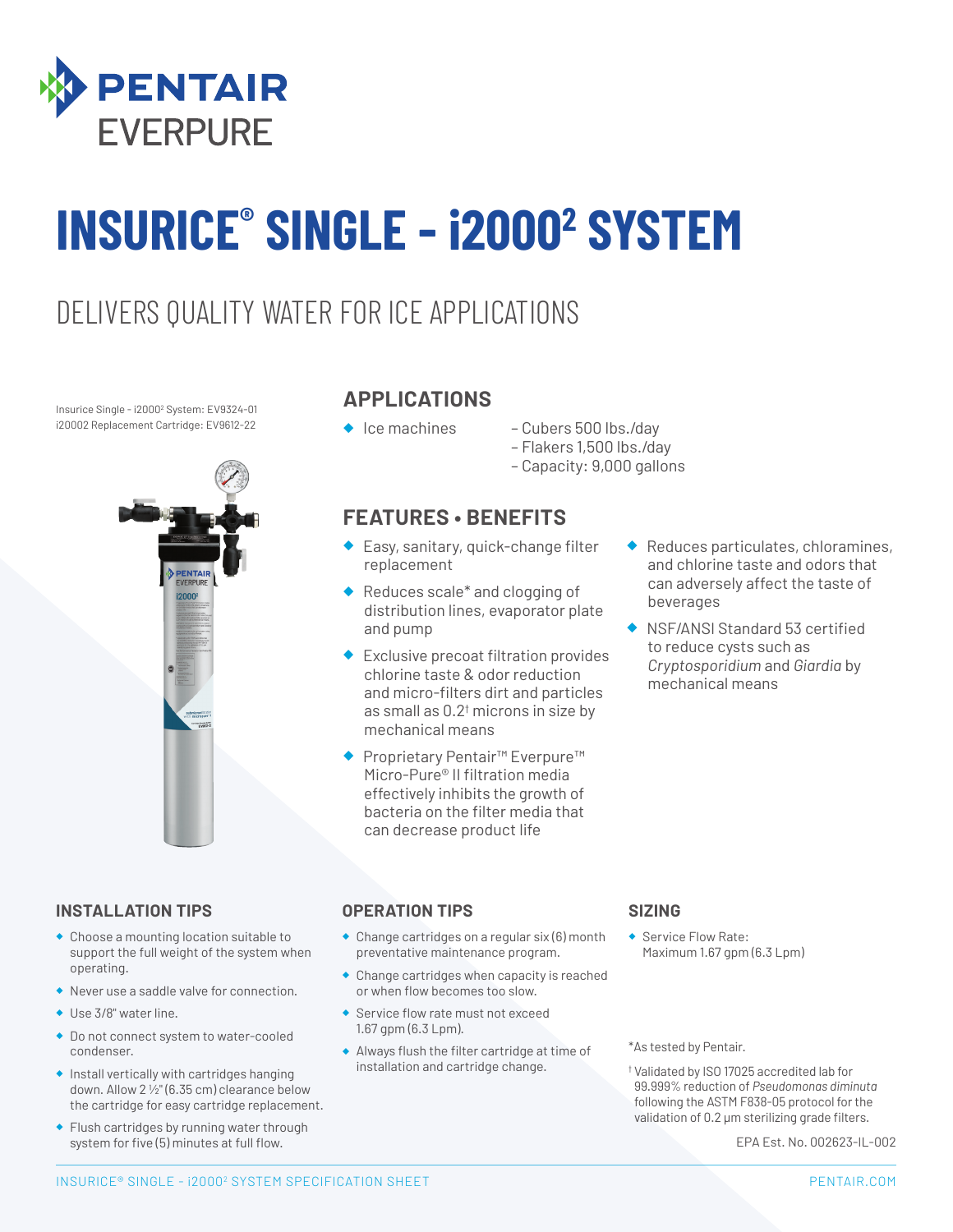PENTAIR
EVERPURE

# INSURICE® SINGLE - i2000² SYSTEM

## DELIVERS QUALITY WATER FOR ICE APPLICATIONS

Insurice Single - i2000² System: EV9324-01
i20002 Replacement Cartridge: EV9612-22

### APPLICATIONS

- Ice machines
  - Cubers 500 lbs./day
  - Flakers 1,500 lbs./day
  - Capacity: 9,000 gallons

### FEATURES • BENEFITS

- Easy, sanitary, quick-change filter replacement
- Reduces scale* and clogging of distribution lines, evaporator plate and pump
- Exclusive precoat filtration provides chlorine taste & odor reduction and micro-filters dirt and particles as small as 0.2† microns in size by mechanical means
- Proprietary Pentair™ Everpure™ Micro-Pure® II filtration media effectively inhibits the growth of bacteria on the filter media that can decrease product life
- Reduces particulates, chloramines, and chlorine taste and odors that can adversely affect the taste of beverages
- NSF/ANSI Standard 53 certified to reduce cysts such as *Cryptosporidium* and *Giardia* by mechanical means

### INSTALLATION TIPS

- Choose a mounting location suitable to support the full weight of the system when operating.
- Never use a saddle valve for connection.
- Use 3/8" water line.
- Do not connect system to water-cooled condenser.
- Install vertically with cartridges hanging down. Allow 2 ½" (6.35 cm) clearance below the cartridge for easy cartridge replacement.
- Flush cartridges by running water through system for five (5) minutes at full flow.

### OPERATION TIPS

- Change cartridges on a regular six (6) month preventative maintenance program.
- Change cartridges when capacity is reached or when flow becomes too slow.
- Service flow rate must not exceed 1.67 gpm (6.3 Lpm).
- Always flush the filter cartridge at time of installation and cartridge change.

### SIZING

- Service Flow Rate: Maximum 1.67 gpm (6.3 Lpm)

*As tested by Pentair.

† Validated by ISO 17025 accredited lab for 99.999% reduction of *Pseudomonas diminuta* following the ASTM F838-05 protocol for the validation of 0.2 µm sterilizing grade filters.

EPA Est. No. 002623-IL-002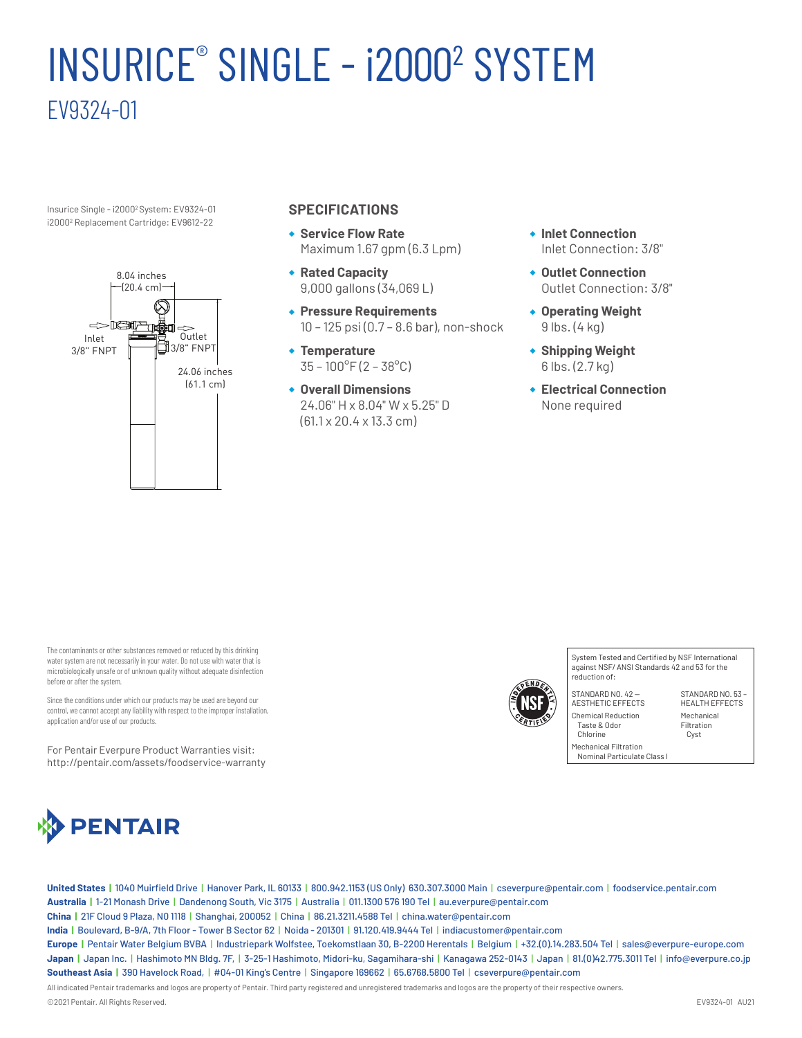# INSURICE® SINGLE - i2000² SYSTEM

## EV9324-01

Insurice Single - i2000² System: EV9324-01
i2000² Replacement Cartridge: EV9612-22

8.04 inches
(20.4 cm)
Inlet
3/8" FNPT
Outlet
3/8" FNPT
24.06 inches
(61.1 cm)

### SPECIFICATIONS

- **Service Flow Rate**
  Maximum 1.67 gpm (6.3 Lpm)
- **Rated Capacity**
  9,000 gallons (34,069 L)
- **Pressure Requirements**
  10 – 125 psi (0.7 – 8.6 bar), non-shock
- **Temperature**
  35 – 100°F (2 – 38°C)
- **Overall Dimensions**
  24.06" H x 8.04" W x 5.25" D
  (61.1 x 20.4 x 13.3 cm)
- **Inlet Connection**
  Inlet Connection: 3/8"
- **Outlet Connection**
  Outlet Connection: 3/8"
- **Operating Weight**
  9 lbs. (4 kg)
- **Shipping Weight**
  6 lbs. (2.7 kg)
- **Electrical Connection**
  None required

The contaminants or other substances removed or reduced by this drinking water system are not necessarily in your water. Do not use with water that is microbiologically unsafe or of unknown quality without adequate disinfection before or after the system.

Since the conditions under which our products may be used are beyond our control, we cannot accept any liability with respect to the improper installation, application and/or use of our products.

For Pentair Everpure Product Warranties visit:
http://pentair.com/assets/foodservice-warranty

INDEPENDENTLY CERTIFIED NSF

System Tested and Certified by NSF International against NSF/ ANSI Standards 42 and 53 for the reduction of:

| STANDARD NO. 42 – AESTHETIC EFFECTS | STANDARD NO. 53 – HEALTH EFFECTS |
|---|---|
| Chemical Reduction<br>Taste & Odor<br>Chlorine | Mechanical Filtration<br>Cyst |
| Mechanical Filtration<br>Nominal Particulate Class I | |

PENTAIR

**United States** | 1040 Muirfield Drive | Hanover Park, IL 60133 | 800.942.1153 (US Only) 630.307.3000 Main | cseverpure@pentair.com | foodservice.pentair.com
**Australia** | 1-21 Monash Drive | Dandenong South, Vic 3175 | Australia | 011.1300 576 190 Tel | au.everpure@pentair.com
**China** | 21F Cloud 9 Plaza, NO 1118 | Shanghai, 200052 | China | 86.21.3211.4588 Tel | china.water@pentair.com
**India** | Boulevard, B-9/A, 7th Floor - Tower B Sector 62 | Noida - 201301 | 91.120.419.9444 Tel | indiacustomer@pentair.com
**Europe** | Pentair Water Belgium BVBA | Industriepark Wolfstee, Toekomstlaan 30, B-2200 Herentals | Belgium | +32.(0).14.283.504 Tel | sales@everpure-europe.com
**Japan** | Japan Inc. | Hashimoto MN Bldg. 7F, | 3-25-1 Hashimoto, Midori-ku, Sagamihara-shi | Kanagawa 252-0143 | Japan | 81.(0)42.775.3011 Tel | info@everpure.co.jp
**Southeast Asia** | 390 Havelock Road, | #04-01 King's Centre | Singapore 169662 | 65.6768.5800 Tel | cseverpure@pentair.com

All indicated Pentair trademarks and logos are property of Pentair. Third party registered and unregistered trademarks and logos are the property of their respective owners.

©2021 Pentair. All Rights Reserved.

EV9324-01 AU21